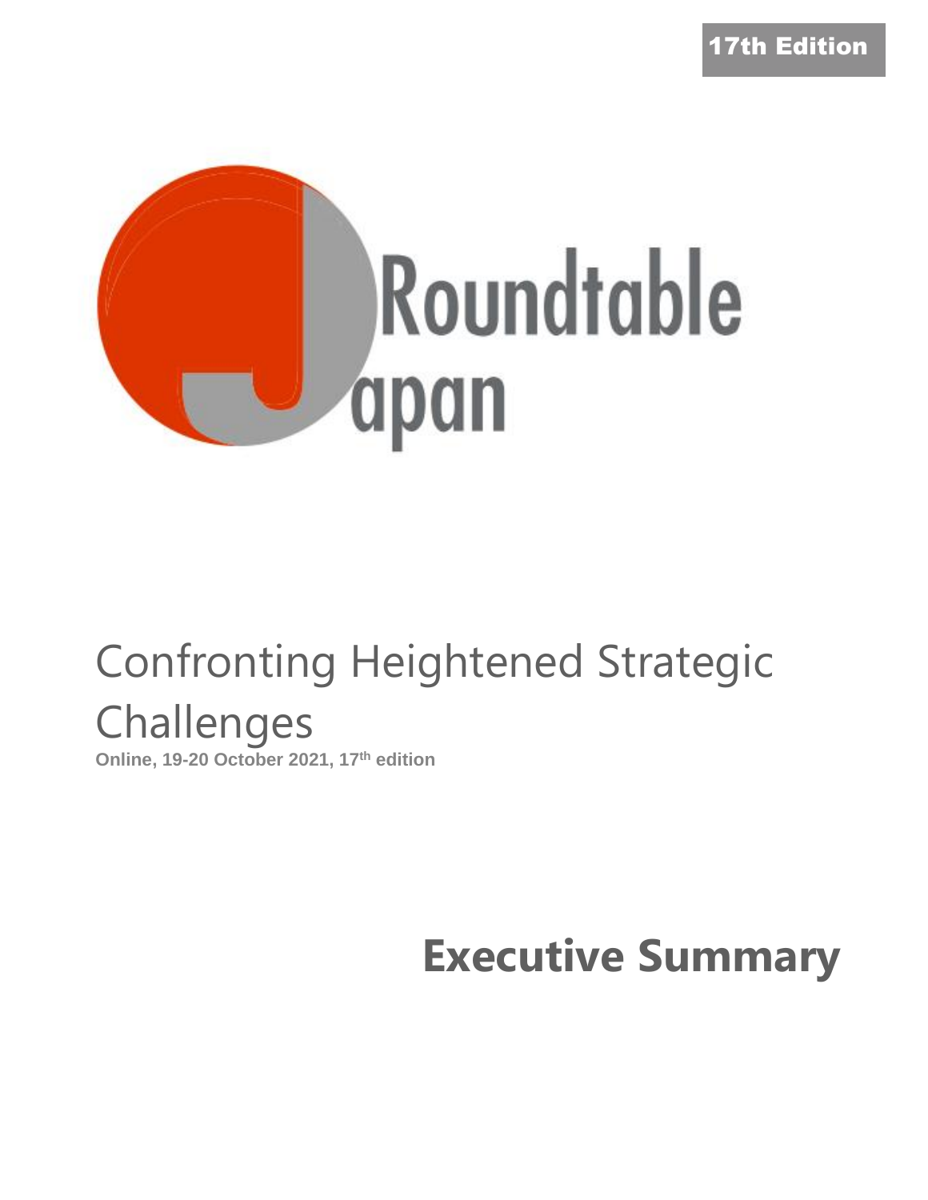17th Edition

Roundtable Japan

# Confronting Heightened Strategic Challenges

**Online, 19-20 October 2021, 17th edition**

# Executive Summary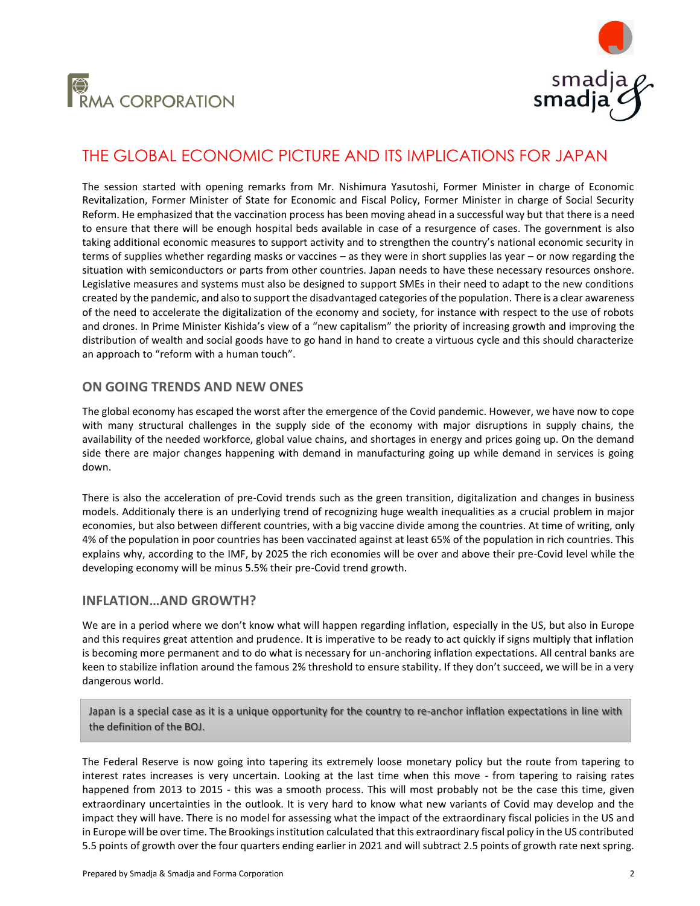# THE GLOBAL ECONOMIC PICTURE AND ITS IMPLICATIONS FOR JAPAN

The session started with opening remarks from Mr. Nishimura Yasutoshi, Former Minister in charge of Economic Revitalization, Former Minister of State for Economic and Fiscal Policy, Former Minister in charge of Social Security Reform. He emphasized that the vaccination process has been moving ahead in a successful way but that there is a need to ensure that there will be enough hospital beds available in case of a resurgence of cases. The government is also taking additional economic measures to support activity and to strengthen the country's national economic security in terms of supplies whether regarding masks or vaccines – as they were in short supplies las year – or now regarding the situation with semiconductors or parts from other countries. Japan needs to have these necessary resources onshore. Legislative measures and systems must also be designed to support SMEs in their need to adapt to the new conditions created by the pandemic, and also to support the disadvantaged categories of the population. There is a clear awareness of the need to accelerate the digitalization of the economy and society, for instance with respect to the use of robots and drones. In Prime Minister Kishida's view of a "new capitalism" the priority of increasing growth and improving the distribution of wealth and social goods have to go hand in hand to create a virtuous cycle and this should characterize an approach to "reform with a human touch".

## ON GOING TRENDS AND NEW ONES

The global economy has escaped the worst after the emergence of the Covid pandemic. However, we have now to cope with many structural challenges in the supply side of the economy with major disruptions in supply chains, the availability of the needed workforce, global value chains, and shortages in energy and prices going up. On the demand side there are major changes happening with demand in manufacturing going up while demand in services is going down.

There is also the acceleration of pre-Covid trends such as the green transition, digitalization and changes in business models. Additionaly there is an underlying trend of recognizing huge wealth inequalities as a crucial problem in major economies, but also between different countries, with a big vaccine divide among the countries. At time of writing, only 4% of the population in poor countries has been vaccinated against at least 65% of the population in rich countries. This explains why, according to the IMF, by 2025 the rich economies will be over and above their pre-Covid level while the developing economy will be minus 5.5% their pre-Covid trend growth.

## INFLATION…AND GROWTH?

We are in a period where we don't know what will happen regarding inflation, especially in the US, but also in Europe and this requires great attention and prudence. It is imperative to be ready to act quickly if signs multiply that inflation is becoming more permanent and to do what is necessary for un-anchoring inflation expectations. All central banks are keen to stabilize inflation around the famous 2% threshold to ensure stability. If they don't succeed, we will be in a very dangerous world.

> Japan is a special case as it is a unique opportunity for the country to re-anchor inflation expectations in line with the definition of the BOJ.

The Federal Reserve is now going into tapering its extremely loose monetary policy but the route from tapering to interest rates increases is very uncertain. Looking at the last time when this move - from tapering to raising rates happened from 2013 to 2015 - this was a smooth process. This will most probably not be the case this time, given extraordinary uncertainties in the outlook. It is very hard to know what new variants of Covid may develop and the impact they will have. There is no model for assessing what the impact of the extraordinary fiscal policies in the US and in Europe will be over time. The Brookings institution calculated that this extraordinary fiscal policy in the US contributed 5.5 points of growth over the four quarters ending earlier in 2021 and will subtract 2.5 points of growth rate next spring.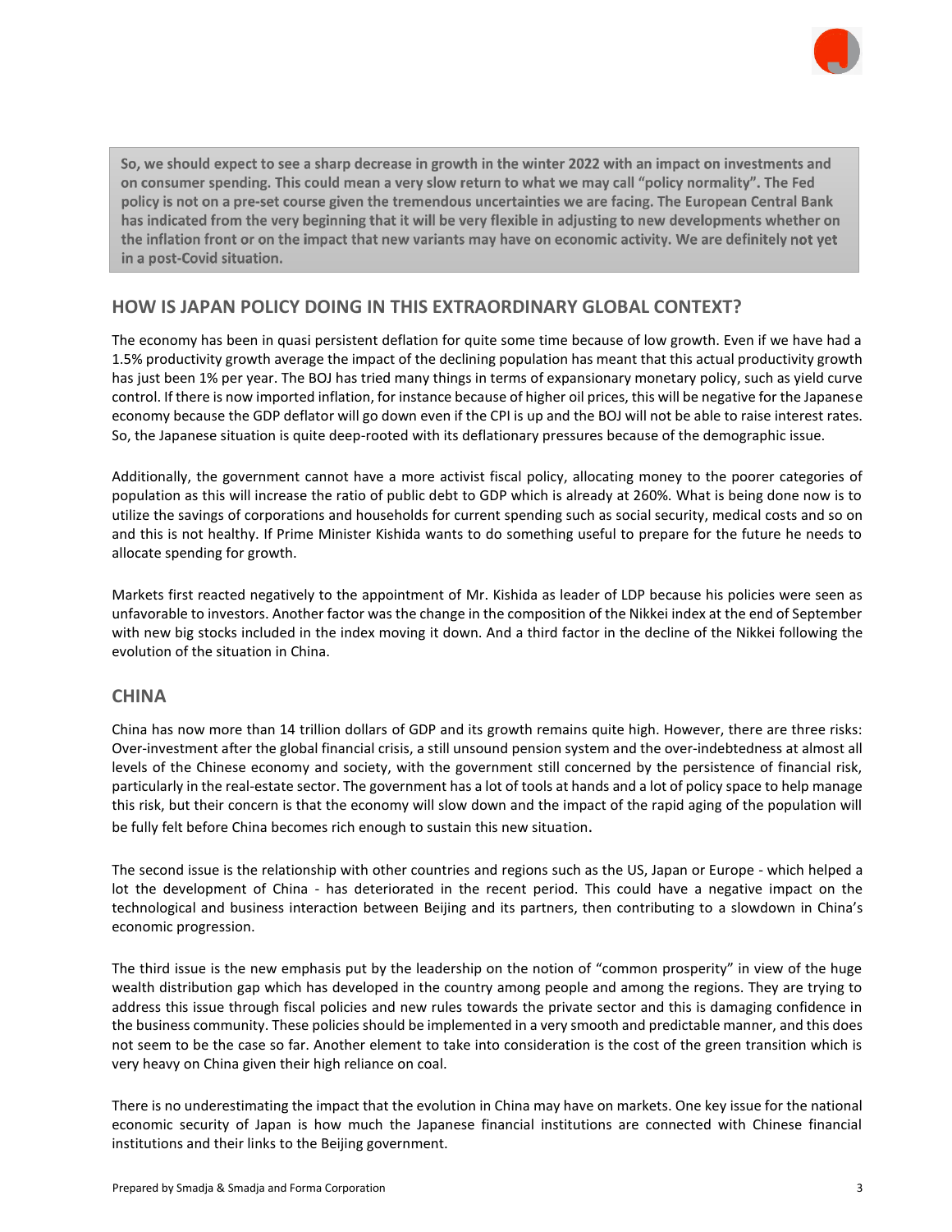**So, we should expect to see a sharp decrease in growth in the winter 2022 with an impact on investments and on consumer spending. This could mean a very slow return to what we may call "policy normality". The Fed policy is not on a pre-set course given the tremendous uncertainties we are facing. The European Central Bank has indicated from the very beginning that it will be very flexible in adjusting to new developments whether on the inflation front or on the impact that new variants may have on economic activity. We are definitely not yet in a post-Covid situation.**

## HOW IS JAPAN POLICY DOING IN THIS EXTRAORDINARY GLOBAL CONTEXT?

The economy has been in quasi persistent deflation for quite some time because of low growth. Even if we have had a 1.5% productivity growth average the impact of the declining population has meant that this actual productivity growth has just been 1% per year. The BOJ has tried many things in terms of expansionary monetary policy, such as yield curve control. If there is now imported inflation, for instance because of higher oil prices, this will be negative for the Japanese economy because the GDP deflator will go down even if the CPI is up and the BOJ will not be able to raise interest rates. So, the Japanese situation is quite deep-rooted with its deflationary pressures because of the demographic issue.

Additionally, the government cannot have a more activist fiscal policy, allocating money to the poorer categories of population as this will increase the ratio of public debt to GDP which is already at 260%. What is being done now is to utilize the savings of corporations and households for current spending such as social security, medical costs and so on and this is not healthy. If Prime Minister Kishida wants to do something useful to prepare for the future he needs to allocate spending for growth.

Markets first reacted negatively to the appointment of Mr. Kishida as leader of LDP because his policies were seen as unfavorable to investors. Another factor was the change in the composition of the Nikkei index at the end of September with new big stocks included in the index moving it down. And a third factor in the decline of the Nikkei following the evolution of the situation in China.

## CHINA

China has now more than 14 trillion dollars of GDP and its growth remains quite high. However, there are three risks: Over-investment after the global financial crisis, a still unsound pension system and the over-indebtedness at almost all levels of the Chinese economy and society, with the government still concerned by the persistence of financial risk, particularly in the real-estate sector. The government has a lot of tools at hands and a lot of policy space to help manage this risk, but their concern is that the economy will slow down and the impact of the rapid aging of the population will be fully felt before China becomes rich enough to sustain this new situation.

The second issue is the relationship with other countries and regions such as the US, Japan or Europe - which helped a lot the development of China - has deteriorated in the recent period. This could have a negative impact on the technological and business interaction between Beijing and its partners, then contributing to a slowdown in China's economic progression.

The third issue is the new emphasis put by the leadership on the notion of "common prosperity" in view of the huge wealth distribution gap which has developed in the country among people and among the regions. They are trying to address this issue through fiscal policies and new rules towards the private sector and this is damaging confidence in the business community. These policies should be implemented in a very smooth and predictable manner, and this does not seem to be the case so far. Another element to take into consideration is the cost of the green transition which is very heavy on China given their high reliance on coal.

There is no underestimating the impact that the evolution in China may have on markets. One key issue for the national economic security of Japan is how much the Japanese financial institutions are connected with Chinese financial institutions and their links to the Beijing government.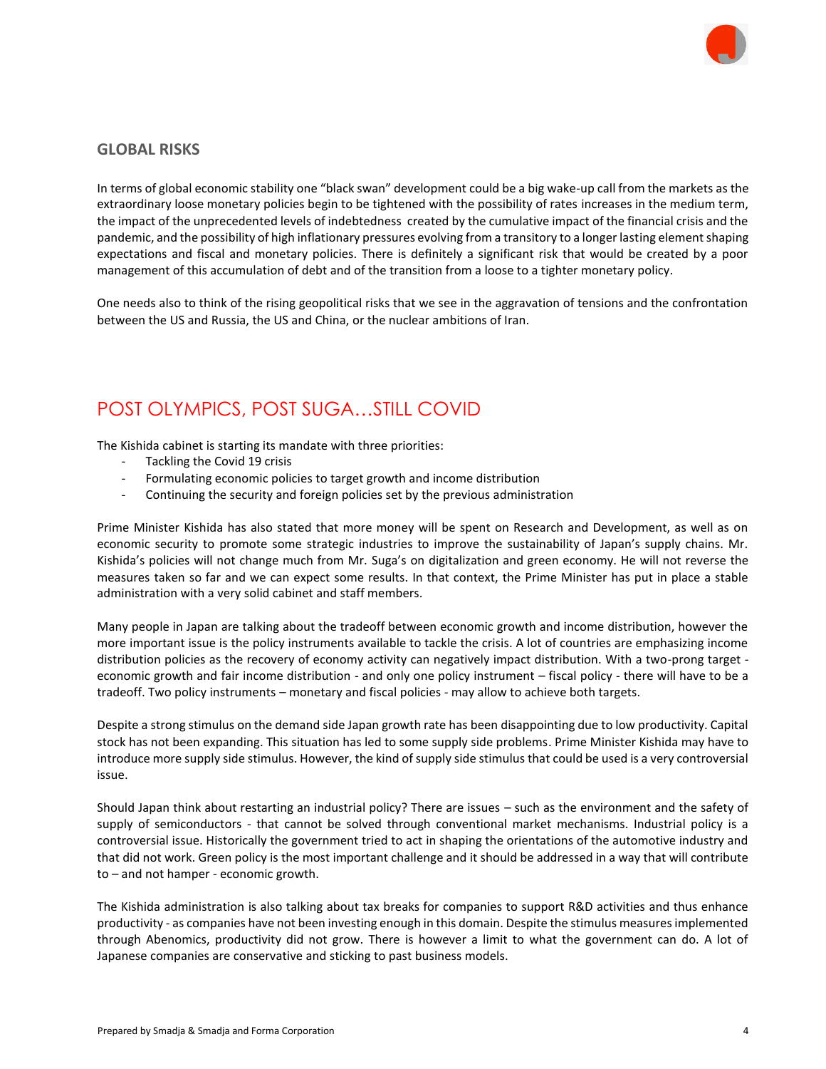## GLOBAL RISKS

In terms of global economic stability one "black swan" development could be a big wake-up call from the markets as the extraordinary loose monetary policies begin to be tightened with the possibility of rates increases in the medium term, the impact of the unprecedented levels of indebtedness created by the cumulative impact of the financial crisis and the pandemic, and the possibility of high inflationary pressures evolving from a transitory to a longer lasting element shaping expectations and fiscal and monetary policies. There is definitely a significant risk that would be created by a poor management of this accumulation of debt and of the transition from a loose to a tighter monetary policy.

One needs also to think of the rising geopolitical risks that we see in the aggravation of tensions and the confrontation between the US and Russia, the US and China, or the nuclear ambitions of Iran.

# POST OLYMPICS, POST SUGA…STILL COVID

The Kishida cabinet is starting its mandate with three priorities:

- Tackling the Covid 19 crisis
- Formulating economic policies to target growth and income distribution
- Continuing the security and foreign policies set by the previous administration

Prime Minister Kishida has also stated that more money will be spent on Research and Development, as well as on economic security to promote some strategic industries to improve the sustainability of Japan's supply chains. Mr. Kishida's policies will not change much from Mr. Suga's on digitalization and green economy. He will not reverse the measures taken so far and we can expect some results. In that context, the Prime Minister has put in place a stable administration with a very solid cabinet and staff members.

Many people in Japan are talking about the tradeoff between economic growth and income distribution, however the more important issue is the policy instruments available to tackle the crisis. A lot of countries are emphasizing income distribution policies as the recovery of economy activity can negatively impact distribution. With a two-prong target - economic growth and fair income distribution - and only one policy instrument – fiscal policy - there will have to be a tradeoff. Two policy instruments – monetary and fiscal policies - may allow to achieve both targets.

Despite a strong stimulus on the demand side Japan growth rate has been disappointing due to low productivity. Capital stock has not been expanding. This situation has led to some supply side problems. Prime Minister Kishida may have to introduce more supply side stimulus. However, the kind of supply side stimulus that could be used is a very controversial issue.

Should Japan think about restarting an industrial policy? There are issues – such as the environment and the safety of supply of semiconductors - that cannot be solved through conventional market mechanisms. Industrial policy is a controversial issue. Historically the government tried to act in shaping the orientations of the automotive industry and that did not work. Green policy is the most important challenge and it should be addressed in a way that will contribute to – and not hamper - economic growth.

The Kishida administration is also talking about tax breaks for companies to support R&D activities and thus enhance productivity - as companies have not been investing enough in this domain. Despite the stimulus measures implemented through Abenomics, productivity did not grow. There is however a limit to what the government can do. A lot of Japanese companies are conservative and sticking to past business models.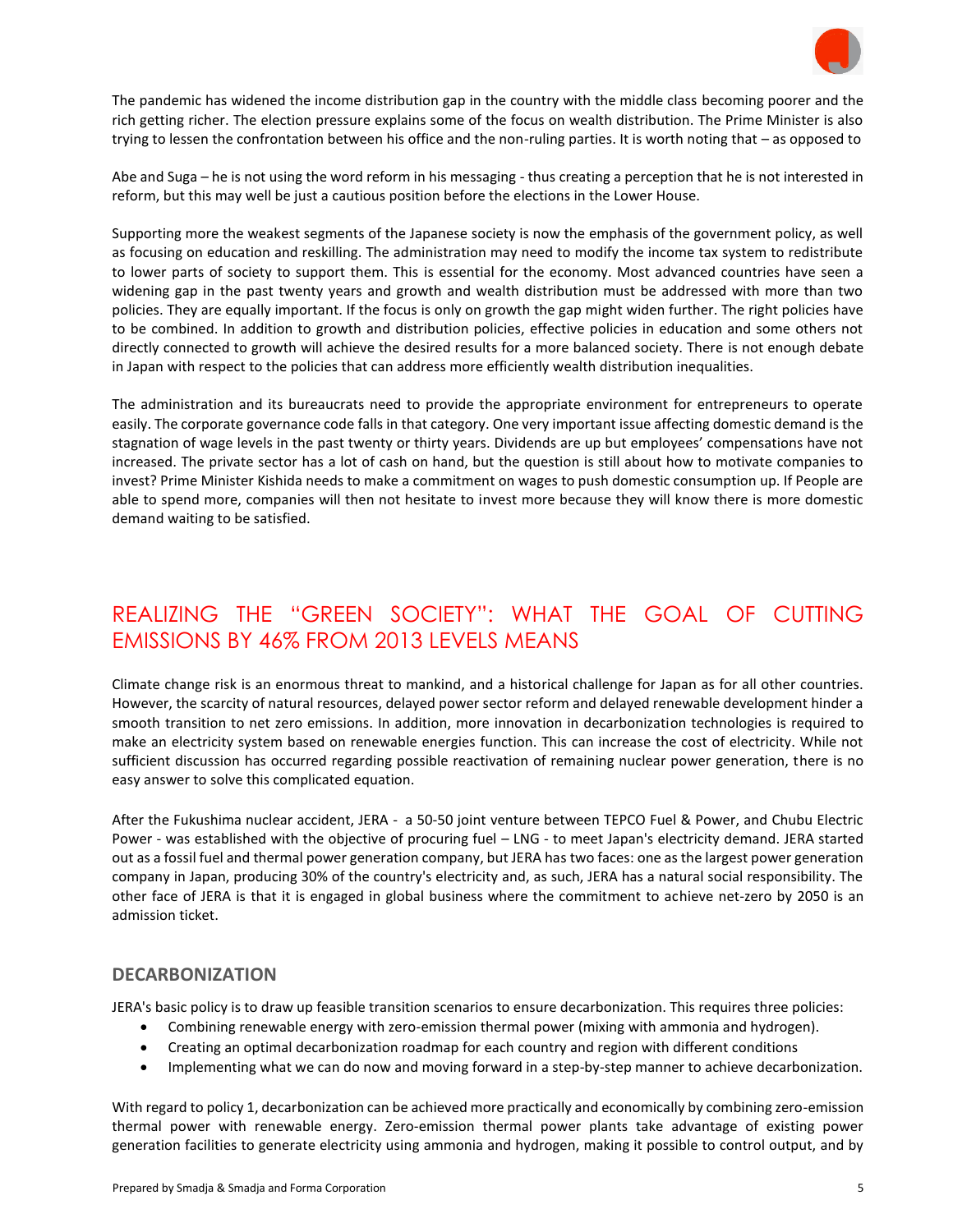The pandemic has widened the income distribution gap in the country with the middle class becoming poorer and the rich getting richer. The election pressure explains some of the focus on wealth distribution. The Prime Minister is also trying to lessen the confrontation between his office and the non-ruling parties. It is worth noting that – as opposed to

Abe and Suga – he is not using the word reform in his messaging - thus creating a perception that he is not interested in reform, but this may well be just a cautious position before the elections in the Lower House.

Supporting more the weakest segments of the Japanese society is now the emphasis of the government policy, as well as focusing on education and reskilling. The administration may need to modify the income tax system to redistribute to lower parts of society to support them. This is essential for the economy. Most advanced countries have seen a widening gap in the past twenty years and growth and wealth distribution must be addressed with more than two policies. They are equally important. If the focus is only on growth the gap might widen further. The right policies have to be combined. In addition to growth and distribution policies, effective policies in education and some others not directly connected to growth will achieve the desired results for a more balanced society. There is not enough debate in Japan with respect to the policies that can address more efficiently wealth distribution inequalities.

The administration and its bureaucrats need to provide the appropriate environment for entrepreneurs to operate easily. The corporate governance code falls in that category. One very important issue affecting domestic demand is the stagnation of wage levels in the past twenty or thirty years. Dividends are up but employees' compensations have not increased. The private sector has a lot of cash on hand, but the question is still about how to motivate companies to invest? Prime Minister Kishida needs to make a commitment on wages to push domestic consumption up. If People are able to spend more, companies will then not hesitate to invest more because they will know there is more domestic demand waiting to be satisfied.

## REALIZING THE "GREEN SOCIETY": WHAT THE GOAL OF CUTTING EMISSIONS BY 46% FROM 2013 LEVELS MEANS

Climate change risk is an enormous threat to mankind, and a historical challenge for Japan as for all other countries. However, the scarcity of natural resources, delayed power sector reform and delayed renewable development hinder a smooth transition to net zero emissions. In addition, more innovation in decarbonization technologies is required to make an electricity system based on renewable energies function. This can increase the cost of electricity. While not sufficient discussion has occurred regarding possible reactivation of remaining nuclear power generation, there is no easy answer to solve this complicated equation.

After the Fukushima nuclear accident, JERA - a 50-50 joint venture between TEPCO Fuel & Power, and Chubu Electric Power - was established with the objective of procuring fuel – LNG - to meet Japan's electricity demand. JERA started out as a fossil fuel and thermal power generation company, but JERA has two faces: one as the largest power generation company in Japan, producing 30% of the country's electricity and, as such, JERA has a natural social responsibility. The other face of JERA is that it is engaged in global business where the commitment to achieve net-zero by 2050 is an admission ticket.

### DECARBONIZATION

JERA's basic policy is to draw up feasible transition scenarios to ensure decarbonization. This requires three policies:

- Combining renewable energy with zero-emission thermal power (mixing with ammonia and hydrogen).
- Creating an optimal decarbonization roadmap for each country and region with different conditions
- Implementing what we can do now and moving forward in a step-by-step manner to achieve decarbonization.

With regard to policy 1, decarbonization can be achieved more practically and economically by combining zero-emission thermal power with renewable energy. Zero-emission thermal power plants take advantage of existing power generation facilities to generate electricity using ammonia and hydrogen, making it possible to control output, and by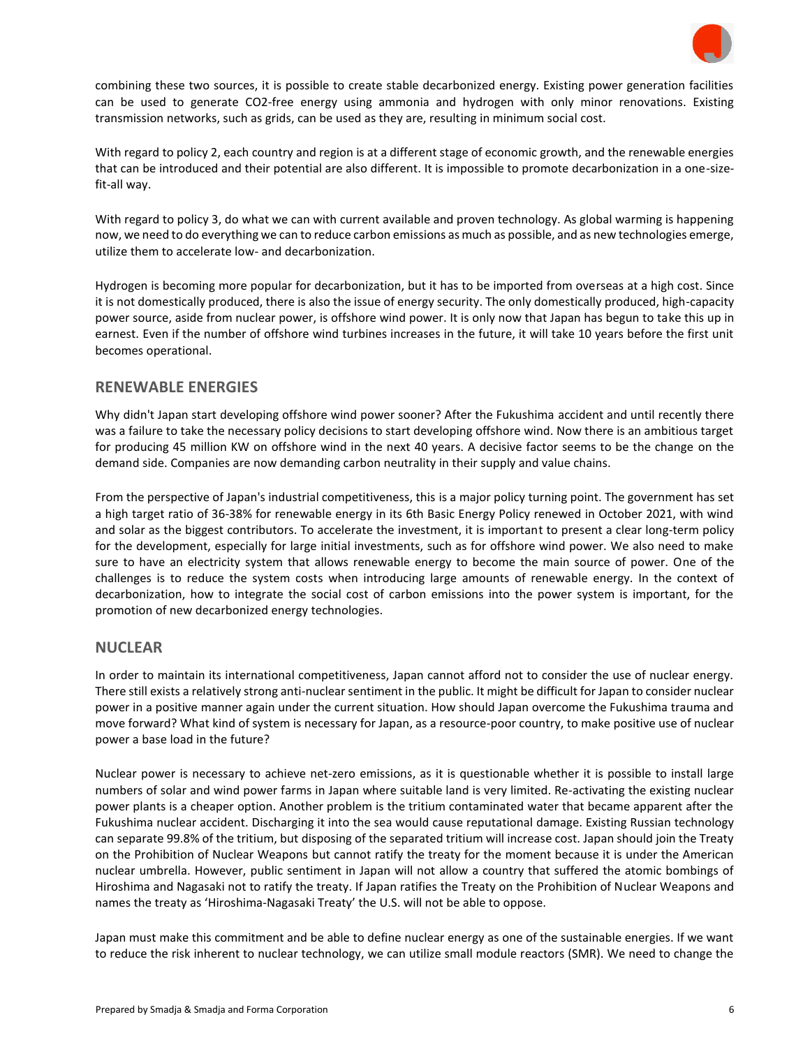combining these two sources, it is possible to create stable decarbonized energy. Existing power generation facilities can be used to generate $CO_2$-free energy using ammonia and hydrogen with only minor renovations. Existing transmission networks, such as grids, can be used as they are, resulting in minimum social cost.

With regard to policy 2, each country and region is at a different stage of economic growth, and the renewable energies that can be introduced and their potential are also different. It is impossible to promote decarbonization in a one-size-fit-all way.

With regard to policy 3, do what we can with current available and proven technology. As global warming is happening now, we need to do everything we can to reduce carbon emissions as much as possible, and as new technologies emerge, utilize them to accelerate low- and decarbonization.

Hydrogen is becoming more popular for decarbonization, but it has to be imported from overseas at a high cost. Since it is not domestically produced, there is also the issue of energy security. The only domestically produced, high-capacity power source, aside from nuclear power, is offshore wind power. It is only now that Japan has begun to take this up in earnest. Even if the number of offshore wind turbines increases in the future, it will take 10 years before the first unit becomes operational.

## RENEWABLE ENERGIES

Why didn't Japan start developing offshore wind power sooner? After the Fukushima accident and until recently there was a failure to take the necessary policy decisions to start developing offshore wind. Now there is an ambitious target for producing 45 million KW on offshore wind in the next 40 years. A decisive factor seems to be the change on the demand side. Companies are now demanding carbon neutrality in their supply and value chains.

From the perspective of Japan's industrial competitiveness, this is a major policy turning point. The government has set a high target ratio of 36-38% for renewable energy in its 6th Basic Energy Policy renewed in October 2021, with wind and solar as the biggest contributors. To accelerate the investment, it is important to present a clear long-term policy for the development, especially for large initial investments, such as for offshore wind power. We also need to make sure to have an electricity system that allows renewable energy to become the main source of power. One of the challenges is to reduce the system costs when introducing large amounts of renewable energy. In the context of decarbonization, how to integrate the social cost of carbon emissions into the power system is important, for the promotion of new decarbonized energy technologies.

## NUCLEAR

In order to maintain its international competitiveness, Japan cannot afford not to consider the use of nuclear energy. There still exists a relatively strong anti-nuclear sentiment in the public. It might be difficult for Japan to consider nuclear power in a positive manner again under the current situation. How should Japan overcome the Fukushima trauma and move forward? What kind of system is necessary for Japan, as a resource-poor country, to make positive use of nuclear power a base load in the future?

Nuclear power is necessary to achieve net-zero emissions, as it is questionable whether it is possible to install large numbers of solar and wind power farms in Japan where suitable land is very limited. Re-activating the existing nuclear power plants is a cheaper option. Another problem is the tritium contaminated water that became apparent after the Fukushima nuclear accident. Discharging it into the sea would cause reputational damage. Existing Russian technology can separate 99.8% of the tritium, but disposing of the separated tritium will increase cost. Japan should join the Treaty on the Prohibition of Nuclear Weapons but cannot ratify the treaty for the moment because it is under the American nuclear umbrella. However, public sentiment in Japan will not allow a country that suffered the atomic bombings of Hiroshima and Nagasaki not to ratify the treaty. If Japan ratifies the Treaty on the Prohibition of Nuclear Weapons and names the treaty as 'Hiroshima-Nagasaki Treaty' the U.S. will not be able to oppose.

Japan must make this commitment and be able to define nuclear energy as one of the sustainable energies. If we want to reduce the risk inherent to nuclear technology, we can utilize small module reactors (SMR). We need to change the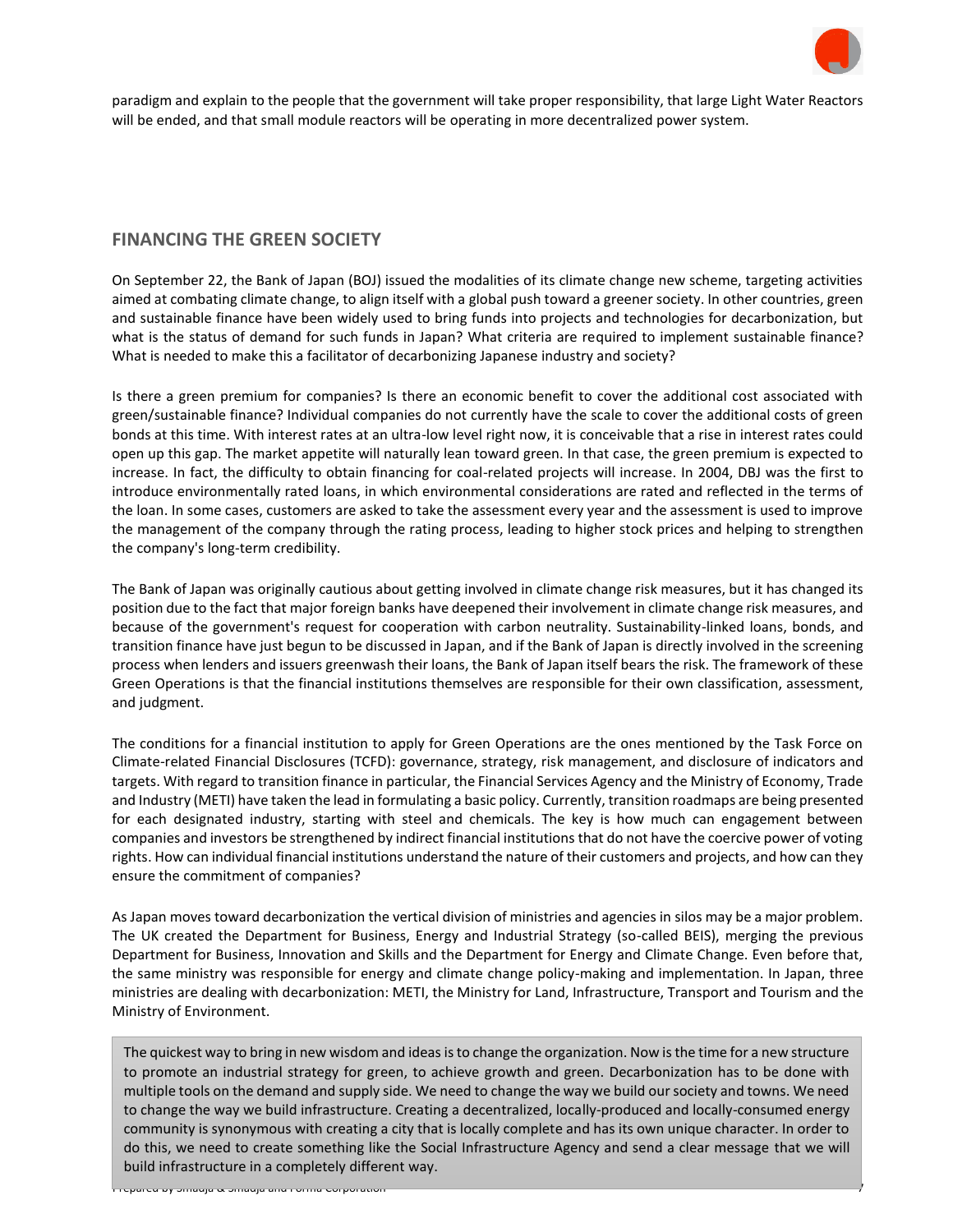paradigm and explain to the people that the government will take proper responsibility, that large Light Water Reactors will be ended, and that small module reactors will be operating in more decentralized power system.

## FINANCING THE GREEN SOCIETY

On September 22, the Bank of Japan (BOJ) issued the modalities of its climate change new scheme, targeting activities aimed at combating climate change, to align itself with a global push toward a greener society. In other countries, green and sustainable finance have been widely used to bring funds into projects and technologies for decarbonization, but what is the status of demand for such funds in Japan? What criteria are required to implement sustainable finance? What is needed to make this a facilitator of decarbonizing Japanese industry and society?

Is there a green premium for companies? Is there an economic benefit to cover the additional cost associated with green/sustainable finance? Individual companies do not currently have the scale to cover the additional costs of green bonds at this time. With interest rates at an ultra-low level right now, it is conceivable that a rise in interest rates could open up this gap. The market appetite will naturally lean toward green. In that case, the green premium is expected to increase. In fact, the difficulty to obtain financing for coal-related projects will increase. In 2004, DBJ was the first to introduce environmentally rated loans, in which environmental considerations are rated and reflected in the terms of the loan. In some cases, customers are asked to take the assessment every year and the assessment is used to improve the management of the company through the rating process, leading to higher stock prices and helping to strengthen the company's long-term credibility.

The Bank of Japan was originally cautious about getting involved in climate change risk measures, but it has changed its position due to the fact that major foreign banks have deepened their involvement in climate change risk measures, and because of the government's request for cooperation with carbon neutrality. Sustainability-linked loans, bonds, and transition finance have just begun to be discussed in Japan, and if the Bank of Japan is directly involved in the screening process when lenders and issuers greenwash their loans, the Bank of Japan itself bears the risk. The framework of these Green Operations is that the financial institutions themselves are responsible for their own classification, assessment, and judgment.

The conditions for a financial institution to apply for Green Operations are the ones mentioned by the Task Force on Climate-related Financial Disclosures (TCFD): governance, strategy, risk management, and disclosure of indicators and targets. With regard to transition finance in particular, the Financial Services Agency and the Ministry of Economy, Trade and Industry (METI) have taken the lead in formulating a basic policy. Currently, transition roadmaps are being presented for each designated industry, starting with steel and chemicals. The key is how much can engagement between companies and investors be strengthened by indirect financial institutions that do not have the coercive power of voting rights. How can individual financial institutions understand the nature of their customers and projects, and how can they ensure the commitment of companies?

As Japan moves toward decarbonization the vertical division of ministries and agencies in silos may be a major problem. The UK created the Department for Business, Energy and Industrial Strategy (so-called BEIS), merging the previous Department for Business, Innovation and Skills and the Department for Energy and Climate Change. Even before that, the same ministry was responsible for energy and climate change policy-making and implementation. In Japan, three ministries are dealing with decarbonization: METI, the Ministry for Land, Infrastructure, Transport and Tourism and the Ministry of Environment.

> The quickest way to bring in new wisdom and ideas is to change the organization. Now is the time for a new structure to promote an industrial strategy for green, to achieve growth and green. Decarbonization has to be done with multiple tools on the demand and supply side. We need to change the way we build our society and towns. We need to change the way we build infrastructure. Creating a decentralized, locally-produced and locally-consumed energy community is synonymous with creating a city that is locally complete and has its own unique character. In order to do this, we need to create something like the Social Infrastructure Agency and send a clear message that we will build infrastructure in a completely different way.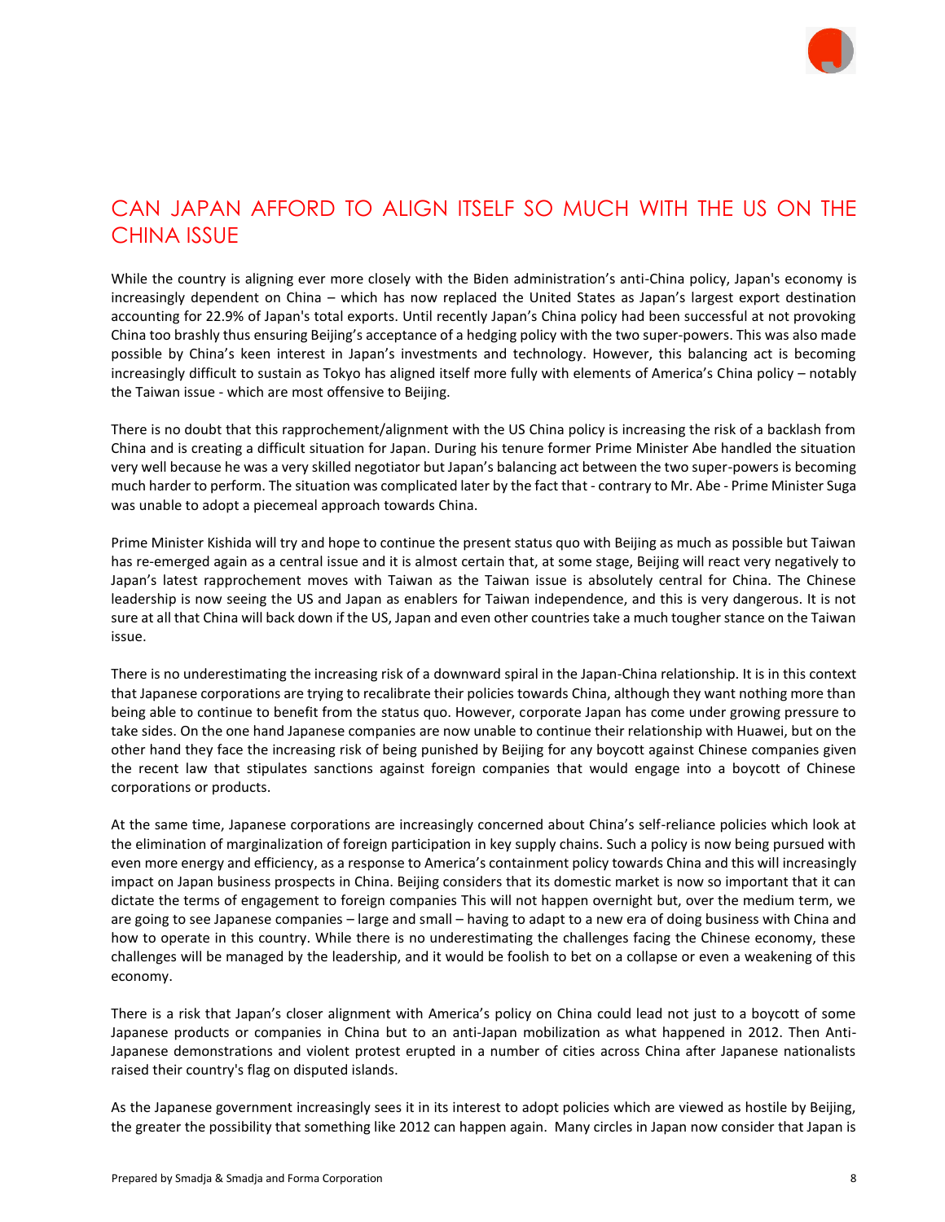# CAN JAPAN AFFORD TO ALIGN ITSELF SO MUCH WITH THE US ON THE CHINA ISSUE

While the country is aligning ever more closely with the Biden administration's anti-China policy, Japan's economy is increasingly dependent on China – which has now replaced the United States as Japan's largest export destination accounting for 22.9% of Japan's total exports. Until recently Japan's China policy had been successful at not provoking China too brashly thus ensuring Beijing's acceptance of a hedging policy with the two super-powers. This was also made possible by China's keen interest in Japan's investments and technology. However, this balancing act is becoming increasingly difficult to sustain as Tokyo has aligned itself more fully with elements of America's China policy – notably the Taiwan issue - which are most offensive to Beijing.

There is no doubt that this rapprochement/alignment with the US China policy is increasing the risk of a backlash from China and is creating a difficult situation for Japan. During his tenure former Prime Minister Abe handled the situation very well because he was a very skilled negotiator but Japan's balancing act between the two super-powers is becoming much harder to perform. The situation was complicated later by the fact that - contrary to Mr. Abe - Prime Minister Suga was unable to adopt a piecemeal approach towards China.

Prime Minister Kishida will try and hope to continue the present status quo with Beijing as much as possible but Taiwan has re-emerged again as a central issue and it is almost certain that, at some stage, Beijing will react very negatively to Japan's latest rapprochement moves with Taiwan as the Taiwan issue is absolutely central for China. The Chinese leadership is now seeing the US and Japan as enablers for Taiwan independence, and this is very dangerous. It is not sure at all that China will back down if the US, Japan and even other countries take a much tougher stance on the Taiwan issue.

There is no underestimating the increasing risk of a downward spiral in the Japan-China relationship. It is in this context that Japanese corporations are trying to recalibrate their policies towards China, although they want nothing more than being able to continue to benefit from the status quo. However, corporate Japan has come under growing pressure to take sides. On the one hand Japanese companies are now unable to continue their relationship with Huawei, but on the other hand they face the increasing risk of being punished by Beijing for any boycott against Chinese companies given the recent law that stipulates sanctions against foreign companies that would engage into a boycott of Chinese corporations or products.

At the same time, Japanese corporations are increasingly concerned about China's self-reliance policies which look at the elimination of marginalization of foreign participation in key supply chains. Such a policy is now being pursued with even more energy and efficiency, as a response to America's containment policy towards China and this will increasingly impact on Japan business prospects in China. Beijing considers that its domestic market is now so important that it can dictate the terms of engagement to foreign companies This will not happen overnight but, over the medium term, we are going to see Japanese companies – large and small – having to adapt to a new era of doing business with China and how to operate in this country. While there is no underestimating the challenges facing the Chinese economy, these challenges will be managed by the leadership, and it would be foolish to bet on a collapse or even a weakening of this economy.

There is a risk that Japan's closer alignment with America's policy on China could lead not just to a boycott of some Japanese products or companies in China but to an anti-Japan mobilization as what happened in 2012. Then Anti-Japanese demonstrations and violent protest erupted in a number of cities across China after Japanese nationalists raised their country's flag on disputed islands.

As the Japanese government increasingly sees it in its interest to adopt policies which are viewed as hostile by Beijing, the greater the possibility that something like 2012 can happen again. Many circles in Japan now consider that Japan is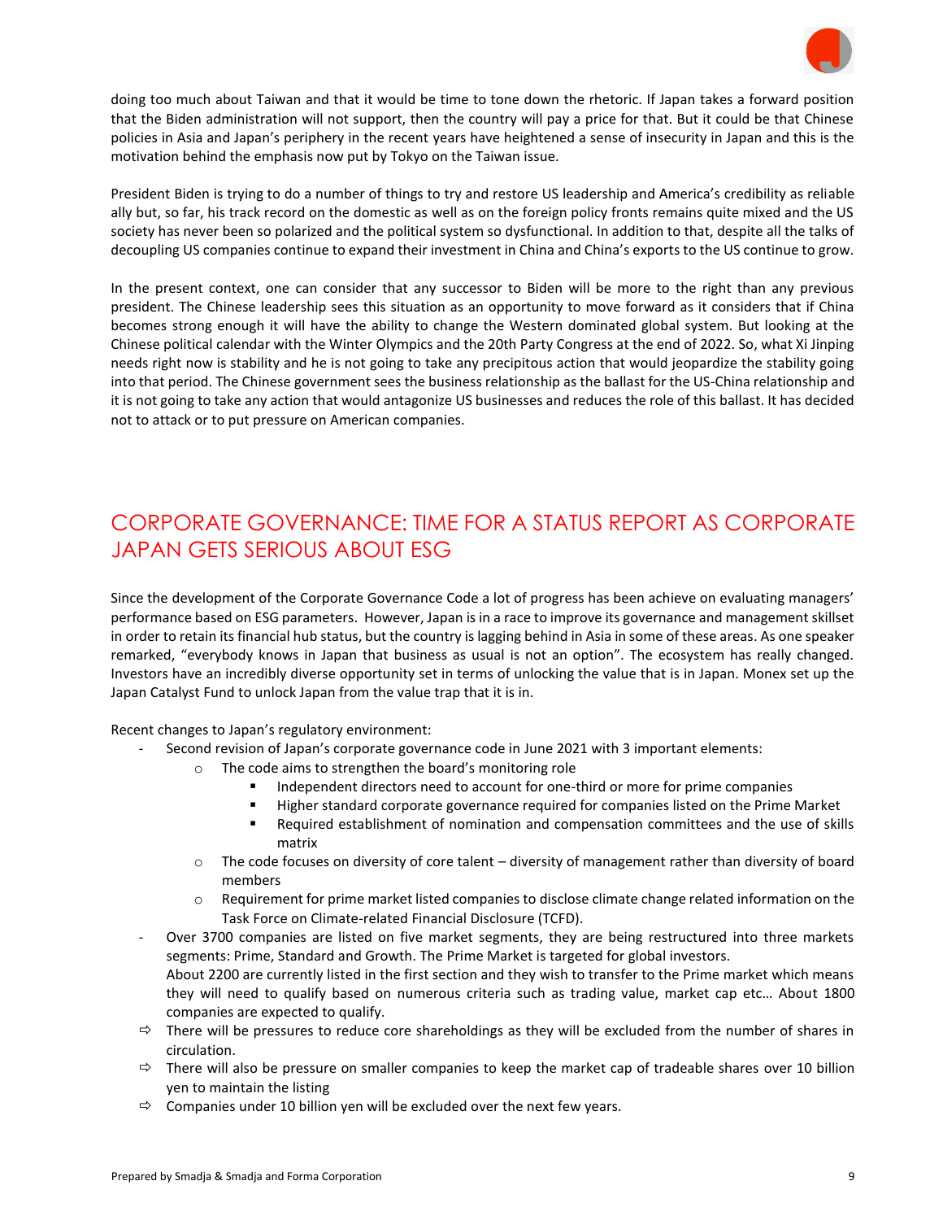doing too much about Taiwan and that it would be time to tone down the rhetoric. If Japan takes a forward position that the Biden administration will not support, then the country will pay a price for that. But it could be that Chinese policies in Asia and Japan's periphery in the recent years have heightened a sense of insecurity in Japan and this is the motivation behind the emphasis now put by Tokyo on the Taiwan issue.

President Biden is trying to do a number of things to try and restore US leadership and America's credibility as reliable ally but, so far, his track record on the domestic as well as on the foreign policy fronts remains quite mixed and the US society has never been so polarized and the political system so dysfunctional. In addition to that, despite all the talks of decoupling US companies continue to expand their investment in China and China's exports to the US continue to grow.

In the present context, one can consider that any successor to Biden will be more to the right than any previous president. The Chinese leadership sees this situation as an opportunity to move forward as it considers that if China becomes strong enough it will have the ability to change the Western dominated global system. But looking at the Chinese political calendar with the Winter Olympics and the 20th Party Congress at the end of 2022. So, what Xi Jinping needs right now is stability and he is not going to take any precipitous action that would jeopardize the stability going into that period. The Chinese government sees the business relationship as the ballast for the US-China relationship and it is not going to take any action that would antagonize US businesses and reduces the role of this ballast. It has decided not to attack or to put pressure on American companies.

## CORPORATE GOVERNANCE: TIME FOR A STATUS REPORT AS CORPORATE JAPAN GETS SERIOUS ABOUT ESG

Since the development of the Corporate Governance Code a lot of progress has been achieve on evaluating managers' performance based on ESG parameters. However, Japan is in a race to improve its governance and management skillset in order to retain its financial hub status, but the country is lagging behind in Asia in some of these areas. As one speaker remarked, "everybody knows in Japan that business as usual is not an option". The ecosystem has really changed. Investors have an incredibly diverse opportunity set in terms of unlocking the value that is in Japan. Monex set up the Japan Catalyst Fund to unlock Japan from the value trap that it is in.

Recent changes to Japan's regulatory environment:

- Second revision of Japan's corporate governance code in June 2021 with 3 important elements:
  - The code aims to strengthen the board's monitoring role
    - Independent directors need to account for one-third or more for prime companies
    - Higher standard corporate governance required for companies listed on the Prime Market
    - Required establishment of nomination and compensation committees and the use of skills matrix
  - The code focuses on diversity of core talent – diversity of management rather than diversity of board members
  - Requirement for prime market listed companies to disclose climate change related information on the Task Force on Climate-related Financial Disclosure (TCFD).
- Over 3700 companies are listed on five market segments, they are being restructured into three markets segments: Prime, Standard and Growth. The Prime Market is targeted for global investors.
  About 2200 are currently listed in the first section and they wish to transfer to the Prime market which means they will need to qualify based on numerous criteria such as trading value, market cap etc… About 1800 companies are expected to qualify.

⇨ There will be pressures to reduce core shareholdings as they will be excluded from the number of shares in circulation.

⇨ There will also be pressure on smaller companies to keep the market cap of tradeable shares over 10 billion yen to maintain the listing

⇨ Companies under 10 billion yen will be excluded over the next few years.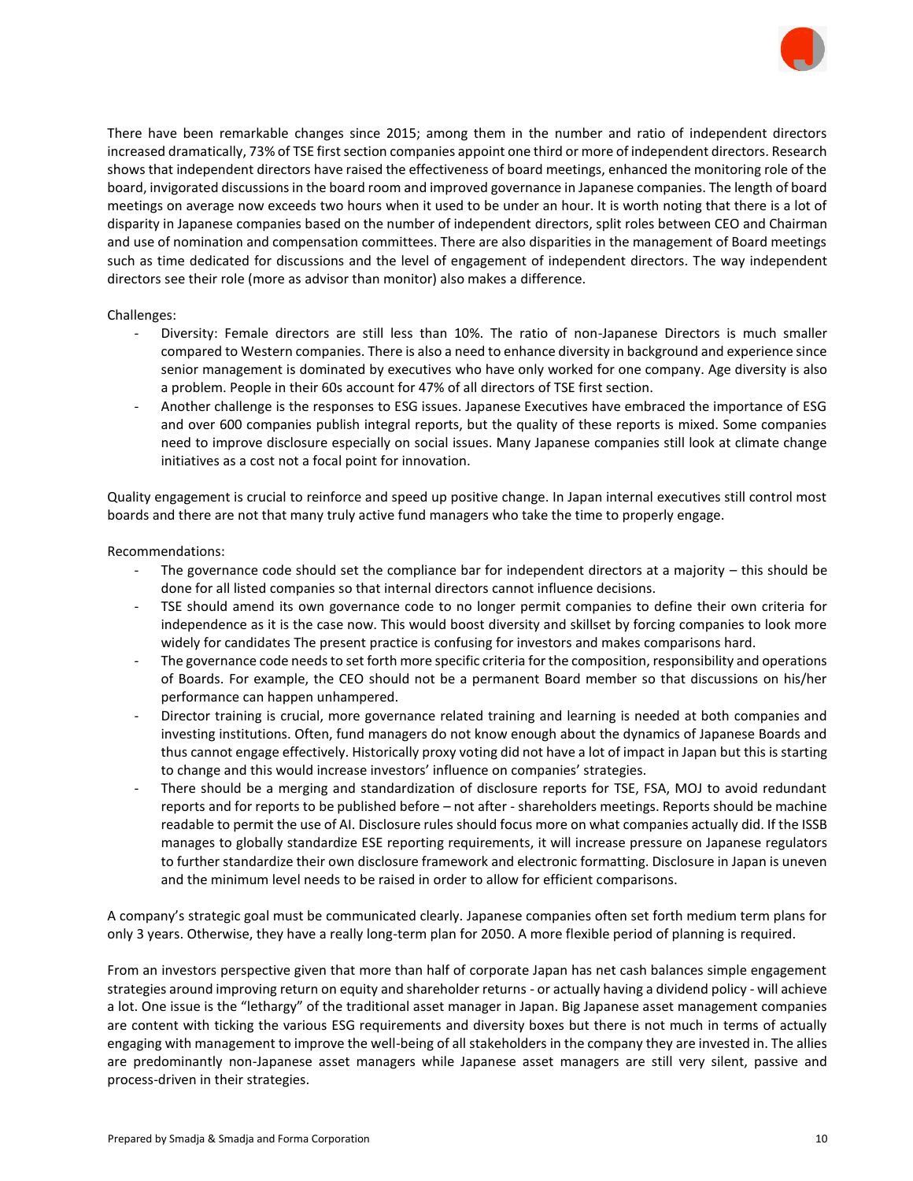There have been remarkable changes since 2015; among them in the number and ratio of independent directors increased dramatically, 73% of TSE first section companies appoint one third or more of independent directors. Research shows that independent directors have raised the effectiveness of board meetings, enhanced the monitoring role of the board, invigorated discussions in the board room and improved governance in Japanese companies. The length of board meetings on average now exceeds two hours when it used to be under an hour. It is worth noting that there is a lot of disparity in Japanese companies based on the number of independent directors, split roles between CEO and Chairman and use of nomination and compensation committees. There are also disparities in the management of Board meetings such as time dedicated for discussions and the level of engagement of independent directors. The way independent directors see their role (more as advisor than monitor) also makes a difference.

Challenges:

- Diversity: Female directors are still less than 10%. The ratio of non-Japanese Directors is much smaller compared to Western companies. There is also a need to enhance diversity in background and experience since senior management is dominated by executives who have only worked for one company. Age diversity is also a problem. People in their 60s account for 47% of all directors of TSE first section.
- Another challenge is the responses to ESG issues. Japanese Executives have embraced the importance of ESG and over 600 companies publish integral reports, but the quality of these reports is mixed. Some companies need to improve disclosure especially on social issues. Many Japanese companies still look at climate change initiatives as a cost not a focal point for innovation.

Quality engagement is crucial to reinforce and speed up positive change. In Japan internal executives still control most boards and there are not that many truly active fund managers who take the time to properly engage.

Recommendations:

- The governance code should set the compliance bar for independent directors at a majority – this should be done for all listed companies so that internal directors cannot influence decisions.
- TSE should amend its own governance code to no longer permit companies to define their own criteria for independence as it is the case now. This would boost diversity and skillset by forcing companies to look more widely for candidates The present practice is confusing for investors and makes comparisons hard.
- The governance code needs to set forth more specific criteria for the composition, responsibility and operations of Boards. For example, the CEO should not be a permanent Board member so that discussions on his/her performance can happen unhampered.
- Director training is crucial, more governance related training and learning is needed at both companies and investing institutions. Often, fund managers do not know enough about the dynamics of Japanese Boards and thus cannot engage effectively. Historically proxy voting did not have a lot of impact in Japan but this is starting to change and this would increase investors' influence on companies' strategies.
- There should be a merging and standardization of disclosure reports for TSE, FSA, MOJ to avoid redundant reports and for reports to be published before – not after - shareholders meetings. Reports should be machine readable to permit the use of AI. Disclosure rules should focus more on what companies actually did. If the ISSB manages to globally standardize ESE reporting requirements, it will increase pressure on Japanese regulators to further standardize their own disclosure framework and electronic formatting. Disclosure in Japan is uneven and the minimum level needs to be raised in order to allow for efficient comparisons.

A company's strategic goal must be communicated clearly. Japanese companies often set forth medium term plans for only 3 years. Otherwise, they have a really long-term plan for 2050. A more flexible period of planning is required.

From an investors perspective given that more than half of corporate Japan has net cash balances simple engagement strategies around improving return on equity and shareholder returns - or actually having a dividend policy - will achieve a lot. One issue is the "lethargy" of the traditional asset manager in Japan. Big Japanese asset management companies are content with ticking the various ESG requirements and diversity boxes but there is not much in terms of actually engaging with management to improve the well-being of all stakeholders in the company they are invested in. The allies are predominantly non-Japanese asset managers while Japanese asset managers are still very silent, passive and process-driven in their strategies.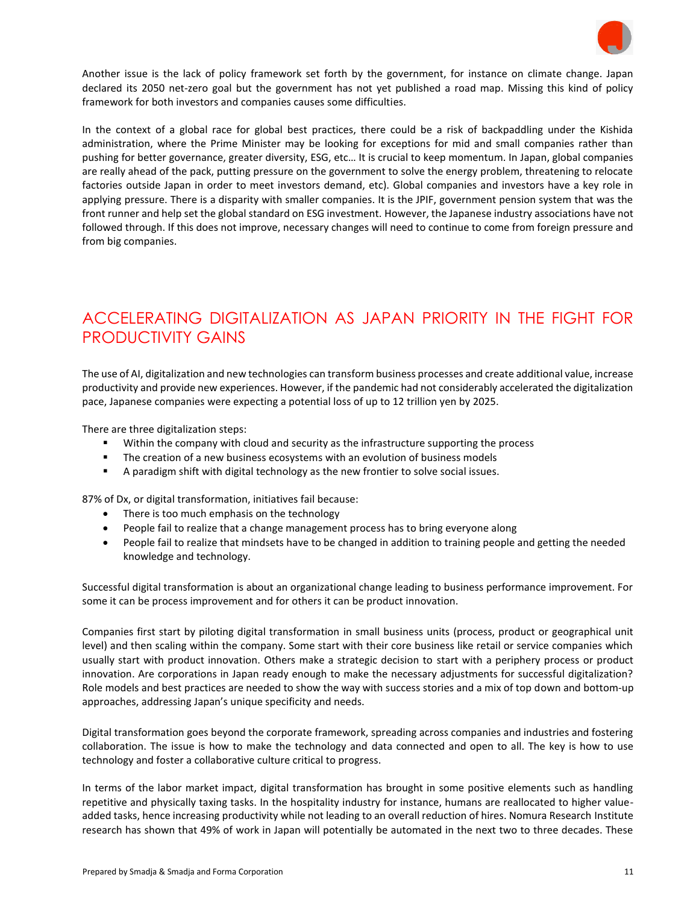Another issue is the lack of policy framework set forth by the government, for instance on climate change. Japan declared its 2050 net-zero goal but the government has not yet published a road map. Missing this kind of policy framework for both investors and companies causes some difficulties.

In the context of a global race for global best practices, there could be a risk of backpaddling under the Kishida administration, where the Prime Minister may be looking for exceptions for mid and small companies rather than pushing for better governance, greater diversity, ESG, etc… It is crucial to keep momentum. In Japan, global companies are really ahead of the pack, putting pressure on the government to solve the energy problem, threatening to relocate factories outside Japan in order to meet investors demand, etc). Global companies and investors have a key role in applying pressure. There is a disparity with smaller companies. It is the JPIF, government pension system that was the front runner and help set the global standard on ESG investment. However, the Japanese industry associations have not followed through. If this does not improve, necessary changes will need to continue to come from foreign pressure and from big companies.

## ACCELERATING DIGITALIZATION AS JAPAN PRIORITY IN THE FIGHT FOR PRODUCTIVITY GAINS

The use of AI, digitalization and new technologies can transform business processes and create additional value, increase productivity and provide new experiences. However, if the pandemic had not considerably accelerated the digitalization pace, Japanese companies were expecting a potential loss of up to 12 trillion yen by 2025.

There are three digitalization steps:

- Within the company with cloud and security as the infrastructure supporting the process
- The creation of a new business ecosystems with an evolution of business models
- A paradigm shift with digital technology as the new frontier to solve social issues.

87% of Dx, or digital transformation, initiatives fail because:

- There is too much emphasis on the technology
- People fail to realize that a change management process has to bring everyone along
- People fail to realize that mindsets have to be changed in addition to training people and getting the needed knowledge and technology.

Successful digital transformation is about an organizational change leading to business performance improvement. For some it can be process improvement and for others it can be product innovation.

Companies first start by piloting digital transformation in small business units (process, product or geographical unit level) and then scaling within the company. Some start with their core business like retail or service companies which usually start with product innovation. Others make a strategic decision to start with a periphery process or product innovation. Are corporations in Japan ready enough to make the necessary adjustments for successful digitalization? Role models and best practices are needed to show the way with success stories and a mix of top down and bottom-up approaches, addressing Japan's unique specificity and needs.

Digital transformation goes beyond the corporate framework, spreading across companies and industries and fostering collaboration. The issue is how to make the technology and data connected and open to all. The key is how to use technology and foster a collaborative culture critical to progress.

In terms of the labor market impact, digital transformation has brought in some positive elements such as handling repetitive and physically taxing tasks. In the hospitality industry for instance, humans are reallocated to higher value-added tasks, hence increasing productivity while not leading to an overall reduction of hires. Nomura Research Institute research has shown that 49% of work in Japan will potentially be automated in the next two to three decades. These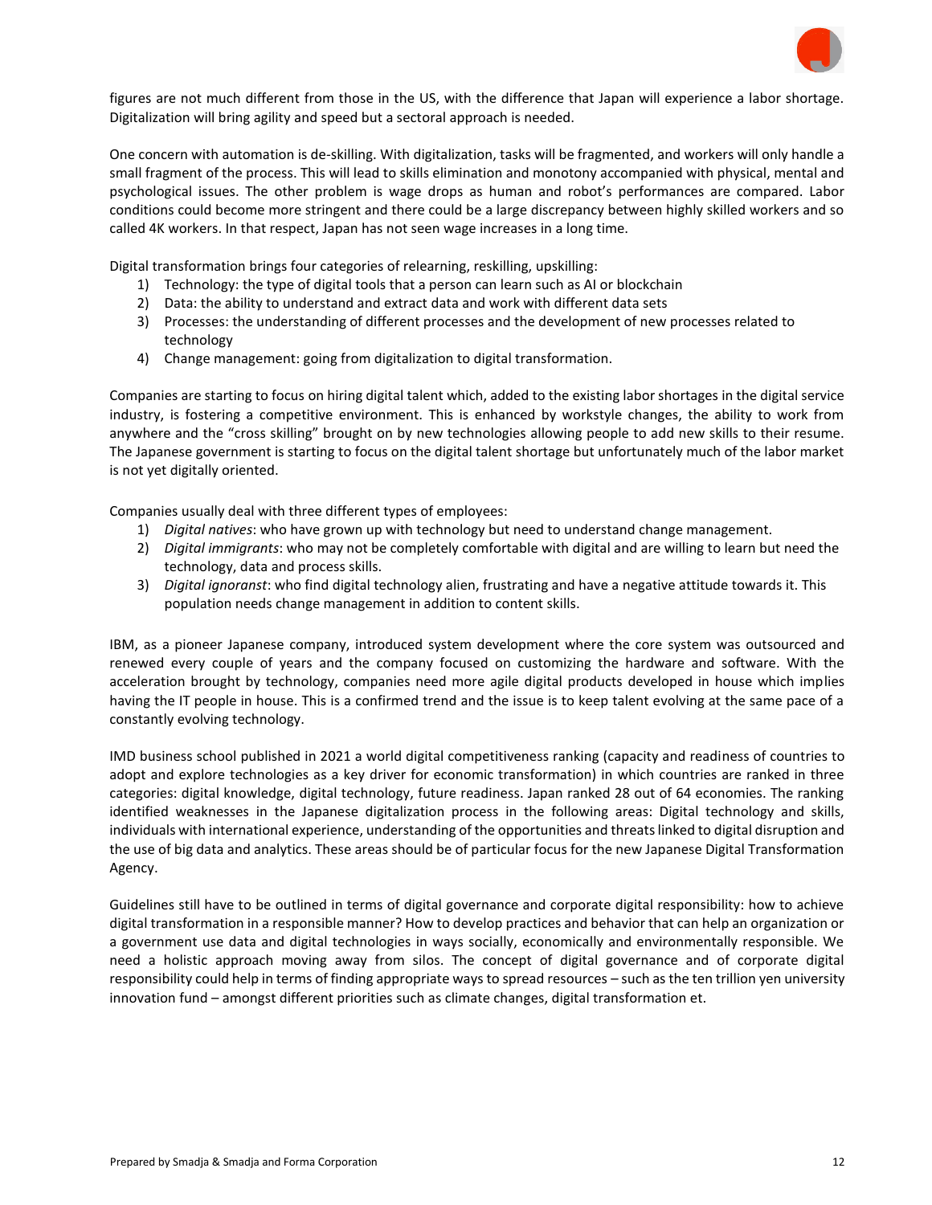figures are not much different from those in the US, with the difference that Japan will experience a labor shortage. Digitalization will bring agility and speed but a sectoral approach is needed.

One concern with automation is de-skilling. With digitalization, tasks will be fragmented, and workers will only handle a small fragment of the process. This will lead to skills elimination and monotony accompanied with physical, mental and psychological issues. The other problem is wage drops as human and robot's performances are compared. Labor conditions could become more stringent and there could be a large discrepancy between highly skilled workers and so called 4K workers. In that respect, Japan has not seen wage increases in a long time.

Digital transformation brings four categories of relearning, reskilling, upskilling:

1) Technology: the type of digital tools that a person can learn such as AI or blockchain
2) Data: the ability to understand and extract data and work with different data sets
3) Processes: the understanding of different processes and the development of new processes related to technology
4) Change management: going from digitalization to digital transformation.

Companies are starting to focus on hiring digital talent which, added to the existing labor shortages in the digital service industry, is fostering a competitive environment. This is enhanced by workstyle changes, the ability to work from anywhere and the "cross skilling" brought on by new technologies allowing people to add new skills to their resume. The Japanese government is starting to focus on the digital talent shortage but unfortunately much of the labor market is not yet digitally oriented.

Companies usually deal with three different types of employees:

1) *Digital natives*: who have grown up with technology but need to understand change management.
2) *Digital immigrants*: who may not be completely comfortable with digital and are willing to learn but need the technology, data and process skills.
3) *Digital ignoranst*: who find digital technology alien, frustrating and have a negative attitude towards it. This population needs change management in addition to content skills.

IBM, as a pioneer Japanese company, introduced system development where the core system was outsourced and renewed every couple of years and the company focused on customizing the hardware and software. With the acceleration brought by technology, companies need more agile digital products developed in house which implies having the IT people in house. This is a confirmed trend and the issue is to keep talent evolving at the same pace of a constantly evolving technology.

IMD business school published in 2021 a world digital competitiveness ranking (capacity and readiness of countries to adopt and explore technologies as a key driver for economic transformation) in which countries are ranked in three categories: digital knowledge, digital technology, future readiness. Japan ranked 28 out of 64 economies. The ranking identified weaknesses in the Japanese digitalization process in the following areas: Digital technology and skills, individuals with international experience, understanding of the opportunities and threats linked to digital disruption and the use of big data and analytics. These areas should be of particular focus for the new Japanese Digital Transformation Agency.

Guidelines still have to be outlined in terms of digital governance and corporate digital responsibility: how to achieve digital transformation in a responsible manner? How to develop practices and behavior that can help an organization or a government use data and digital technologies in ways socially, economically and environmentally responsible. We need a holistic approach moving away from silos. The concept of digital governance and of corporate digital responsibility could help in terms of finding appropriate ways to spread resources – such as the ten trillion yen university innovation fund – amongst different priorities such as climate changes, digital transformation et.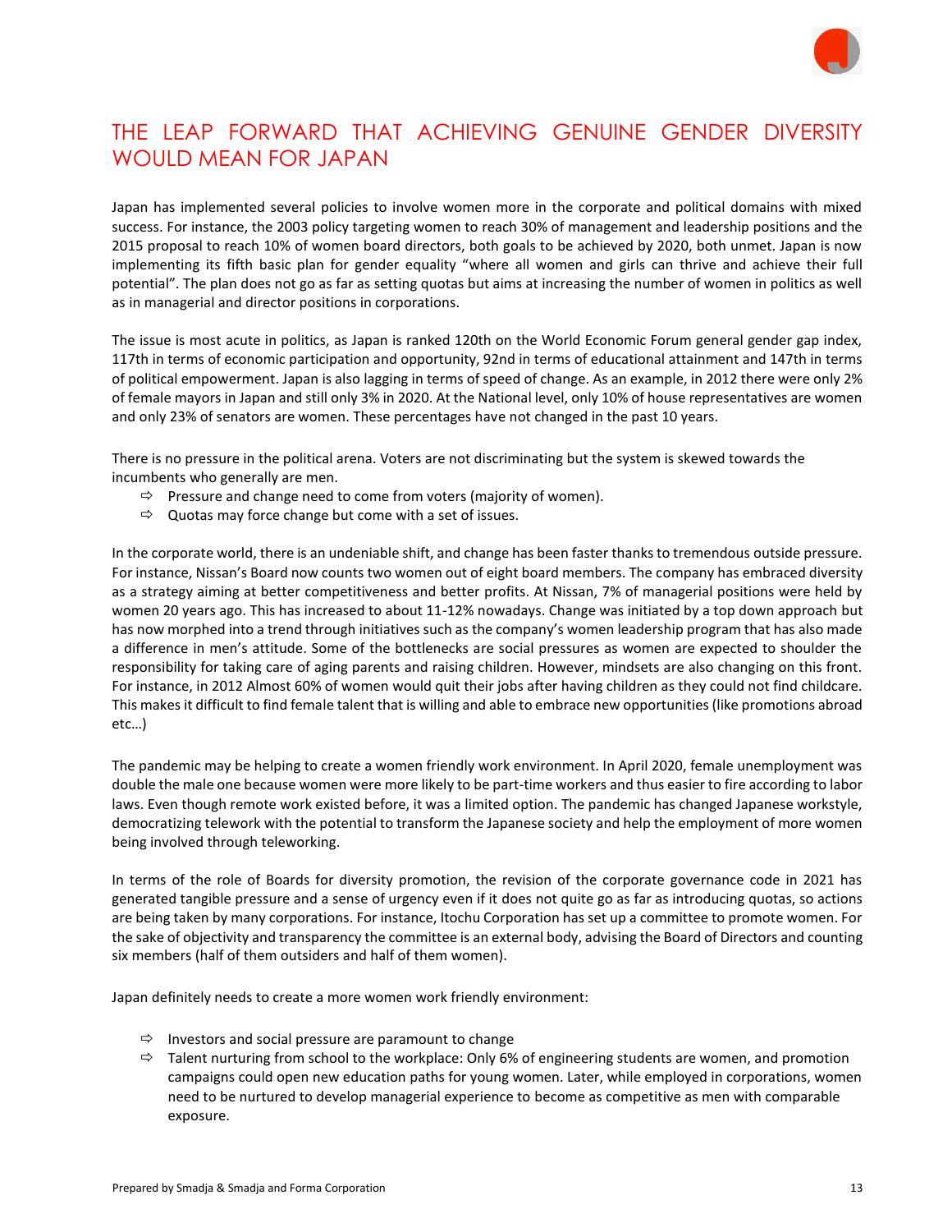# THE LEAP FORWARD THAT ACHIEVING GENUINE GENDER DIVERSITY WOULD MEAN FOR JAPAN

Japan has implemented several policies to involve women more in the corporate and political domains with mixed success. For instance, the 2003 policy targeting women to reach 30% of management and leadership positions and the 2015 proposal to reach 10% of women board directors, both goals to be achieved by 2020, both unmet. Japan is now implementing its fifth basic plan for gender equality "where all women and girls can thrive and achieve their full potential". The plan does not go as far as setting quotas but aims at increasing the number of women in politics as well as in managerial and director positions in corporations.

The issue is most acute in politics, as Japan is ranked 120th on the World Economic Forum general gender gap index, 117th in terms of economic participation and opportunity, 92nd in terms of educational attainment and 147th in terms of political empowerment. Japan is also lagging in terms of speed of change. As an example, in 2012 there were only 2% of female mayors in Japan and still only 3% in 2020. At the National level, only 10% of house representatives are women and only 23% of senators are women. These percentages have not changed in the past 10 years.

There is no pressure in the political arena. Voters are not discriminating but the system is skewed towards the incumbents who generally are men.

- ⇨ Pressure and change need to come from voters (majority of women).
- ⇨ Quotas may force change but come with a set of issues.

In the corporate world, there is an undeniable shift, and change has been faster thanks to tremendous outside pressure. For instance, Nissan's Board now counts two women out of eight board members. The company has embraced diversity as a strategy aiming at better competitiveness and better profits. At Nissan, 7% of managerial positions were held by women 20 years ago. This has increased to about 11-12% nowadays. Change was initiated by a top down approach but has now morphed into a trend through initiatives such as the company's women leadership program that has also made a difference in men's attitude. Some of the bottlenecks are social pressures as women are expected to shoulder the responsibility for taking care of aging parents and raising children. However, mindsets are also changing on this front. For instance, in 2012 Almost 60% of women would quit their jobs after having children as they could not find childcare. This makes it difficult to find female talent that is willing and able to embrace new opportunities (like promotions abroad etc…)

The pandemic may be helping to create a women friendly work environment. In April 2020, female unemployment was double the male one because women were more likely to be part-time workers and thus easier to fire according to labor laws. Even though remote work existed before, it was a limited option. The pandemic has changed Japanese workstyle, democratizing telework with the potential to transform the Japanese society and help the employment of more women being involved through teleworking.

In terms of the role of Boards for diversity promotion, the revision of the corporate governance code in 2021 has generated tangible pressure and a sense of urgency even if it does not quite go as far as introducing quotas, so actions are being taken by many corporations. For instance, Itochu Corporation has set up a committee to promote women. For the sake of objectivity and transparency the committee is an external body, advising the Board of Directors and counting six members (half of them outsiders and half of them women).

Japan definitely needs to create a more women work friendly environment:

- ⇨ Investors and social pressure are paramount to change
- ⇨ Talent nurturing from school to the workplace: Only 6% of engineering students are women, and promotion campaigns could open new education paths for young women. Later, while employed in corporations, women need to be nurtured to develop managerial experience to become as competitive as men with comparable exposure.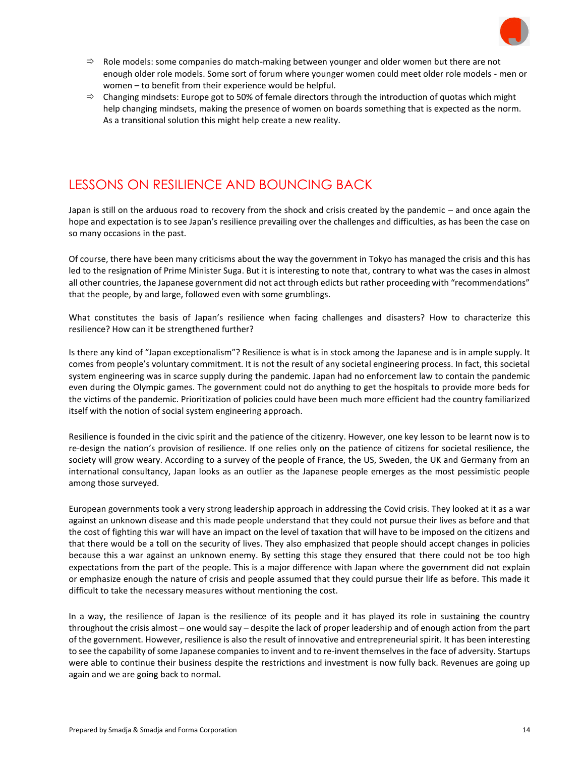- Role models: some companies do match-making between younger and older women but there are not enough older role models. Some sort of forum where younger women could meet older role models - men or women – to benefit from their experience would be helpful.
- Changing mindsets: Europe got to 50% of female directors through the introduction of quotas which might help changing mindsets, making the presence of women on boards something that is expected as the norm. As a transitional solution this might help create a new reality.

## LESSONS ON RESILIENCE AND BOUNCING BACK

Japan is still on the arduous road to recovery from the shock and crisis created by the pandemic – and once again the hope and expectation is to see Japan's resilience prevailing over the challenges and difficulties, as has been the case on so many occasions in the past.

Of course, there have been many criticisms about the way the government in Tokyo has managed the crisis and this has led to the resignation of Prime Minister Suga. But it is interesting to note that, contrary to what was the cases in almost all other countries, the Japanese government did not act through edicts but rather proceeding with "recommendations" that the people, by and large, followed even with some grumblings.

What constitutes the basis of Japan's resilience when facing challenges and disasters? How to characterize this resilience? How can it be strengthened further?

Is there any kind of "Japan exceptionalism"? Resilience is what is in stock among the Japanese and is in ample supply. It comes from people's voluntary commitment. It is not the result of any societal engineering process. In fact, this societal system engineering was in scarce supply during the pandemic. Japan had no enforcement law to contain the pandemic even during the Olympic games. The government could not do anything to get the hospitals to provide more beds for the victims of the pandemic. Prioritization of policies could have been much more efficient had the country familiarized itself with the notion of social system engineering approach.

Resilience is founded in the civic spirit and the patience of the citizenry. However, one key lesson to be learnt now is to re-design the nation's provision of resilience. If one relies only on the patience of citizens for societal resilience, the society will grow weary. According to a survey of the people of France, the US, Sweden, the UK and Germany from an international consultancy, Japan looks as an outlier as the Japanese people emerges as the most pessimistic people among those surveyed.

European governments took a very strong leadership approach in addressing the Covid crisis. They looked at it as a war against an unknown disease and this made people understand that they could not pursue their lives as before and that the cost of fighting this war will have an impact on the level of taxation that will have to be imposed on the citizens and that there would be a toll on the security of lives. They also emphasized that people should accept changes in policies because this a war against an unknown enemy. By setting this stage they ensured that there could not be too high expectations from the part of the people. This is a major difference with Japan where the government did not explain or emphasize enough the nature of crisis and people assumed that they could pursue their life as before. This made it difficult to take the necessary measures without mentioning the cost.

In a way, the resilience of Japan is the resilience of its people and it has played its role in sustaining the country throughout the crisis almost – one would say – despite the lack of proper leadership and of enough action from the part of the government. However, resilience is also the result of innovative and entrepreneurial spirit. It has been interesting to see the capability of some Japanese companies to invent and to re-invent themselves in the face of adversity. Startups were able to continue their business despite the restrictions and investment is now fully back. Revenues are going up again and we are going back to normal.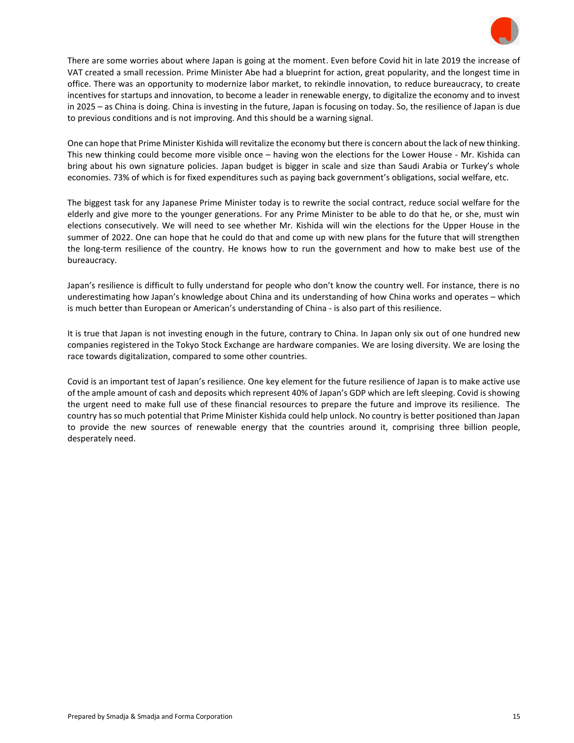There are some worries about where Japan is going at the moment. Even before Covid hit in late 2019 the increase of VAT created a small recession. Prime Minister Abe had a blueprint for action, great popularity, and the longest time in office. There was an opportunity to modernize labor market, to rekindle innovation, to reduce bureaucracy, to create incentives for startups and innovation, to become a leader in renewable energy, to digitalize the economy and to invest in 2025 – as China is doing. China is investing in the future, Japan is focusing on today. So, the resilience of Japan is due to previous conditions and is not improving. And this should be a warning signal.

One can hope that Prime Minister Kishida will revitalize the economy but there is concern about the lack of new thinking. This new thinking could become more visible once – having won the elections for the Lower House - Mr. Kishida can bring about his own signature policies. Japan budget is bigger in scale and size than Saudi Arabia or Turkey's whole economies. 73% of which is for fixed expenditures such as paying back government's obligations, social welfare, etc.

The biggest task for any Japanese Prime Minister today is to rewrite the social contract, reduce social welfare for the elderly and give more to the younger generations. For any Prime Minister to be able to do that he, or she, must win elections consecutively. We will need to see whether Mr. Kishida will win the elections for the Upper House in the summer of 2022. One can hope that he could do that and come up with new plans for the future that will strengthen the long-term resilience of the country. He knows how to run the government and how to make best use of the bureaucracy.

Japan's resilience is difficult to fully understand for people who don't know the country well. For instance, there is no underestimating how Japan's knowledge about China and its understanding of how China works and operates – which is much better than European or American's understanding of China - is also part of this resilience.

It is true that Japan is not investing enough in the future, contrary to China. In Japan only six out of one hundred new companies registered in the Tokyo Stock Exchange are hardware companies. We are losing diversity. We are losing the race towards digitalization, compared to some other countries.

Covid is an important test of Japan's resilience. One key element for the future resilience of Japan is to make active use of the ample amount of cash and deposits which represent 40% of Japan's GDP which are left sleeping. Covid is showing the urgent need to make full use of these financial resources to prepare the future and improve its resilience. The country has so much potential that Prime Minister Kishida could help unlock. No country is better positioned than Japan to provide the new sources of renewable energy that the countries around it, comprising three billion people, desperately need.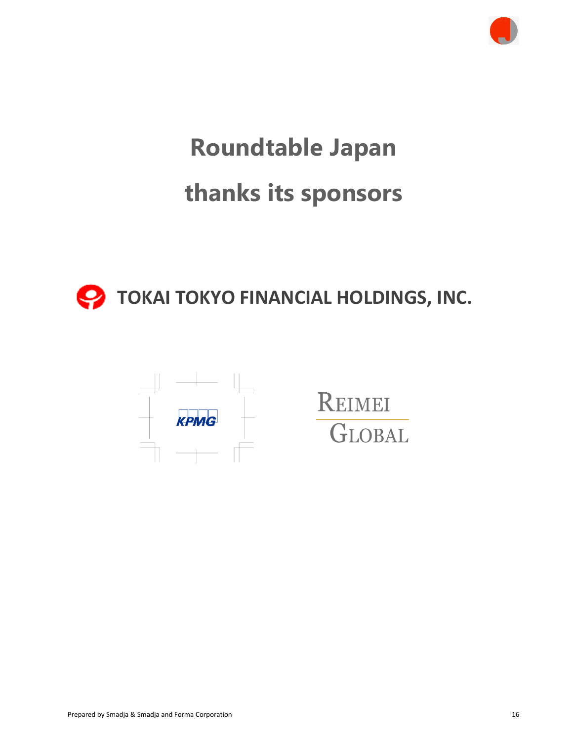# Roundtable Japan thanks its sponsors

**TOKAI TOKYO FINANCIAL HOLDINGS, INC.**

KPMG

REIMEI GLOBAL